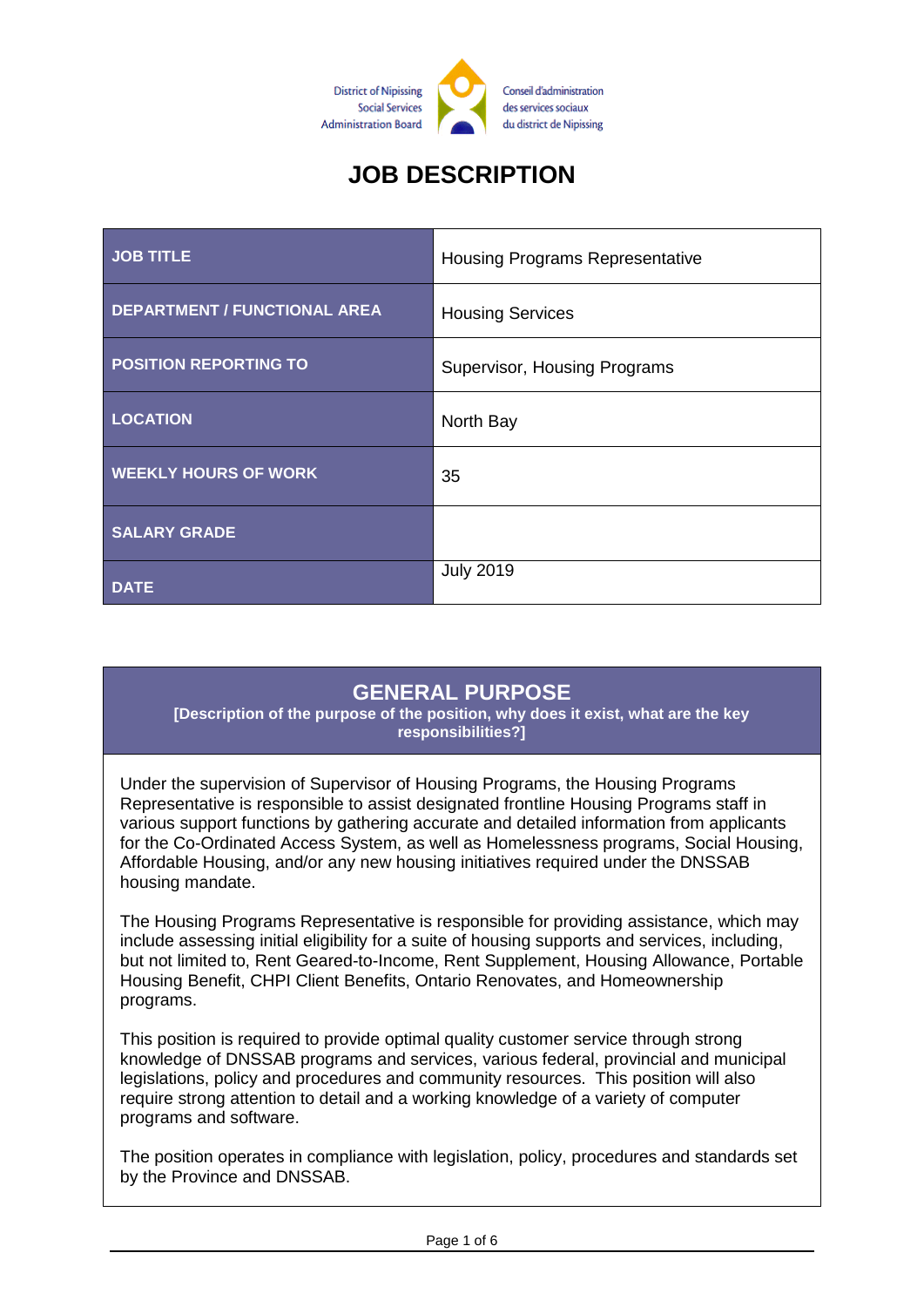District of Nipissing Social Services Administration Board

Conseil d'administration des services sociaux du district de Nipissing

# JOB DESCRIPTION

| | |
|---|---|
| **JOB TITLE** | Housing Programs Representative |
| **DEPARTMENT / FUNCTIONAL AREA** | Housing Services |
| **POSITION REPORTING TO** | Supervisor, Housing Programs |
| **LOCATION** | North Bay |
| **WEEKLY HOURS OF WORK** | 35 |
| **SALARY GRADE** | |
| **DATE** | July 2019 |

## GENERAL PURPOSE

**[Description of the purpose of the position, why does it exist, what are the key responsibilities?]**

Under the supervision of Supervisor of Housing Programs, the Housing Programs Representative is responsible to assist designated frontline Housing Programs staff in various support functions by gathering accurate and detailed information from applicants for the Co-Ordinated Access System, as well as Homelessness programs, Social Housing, Affordable Housing, and/or any new housing initiatives required under the DNSSAB housing mandate.

The Housing Programs Representative is responsible for providing assistance, which may include assessing initial eligibility for a suite of housing supports and services, including, but not limited to, Rent Geared-to-Income, Rent Supplement, Housing Allowance, Portable Housing Benefit, CHPI Client Benefits, Ontario Renovates, and Homeownership programs.

This position is required to provide optimal quality customer service through strong knowledge of DNSSAB programs and services, various federal, provincial and municipal legislations, policy and procedures and community resources. This position will also require strong attention to detail and a working knowledge of a variety of computer programs and software.

The position operates in compliance with legislation, policy, procedures and standards set by the Province and DNSSAB.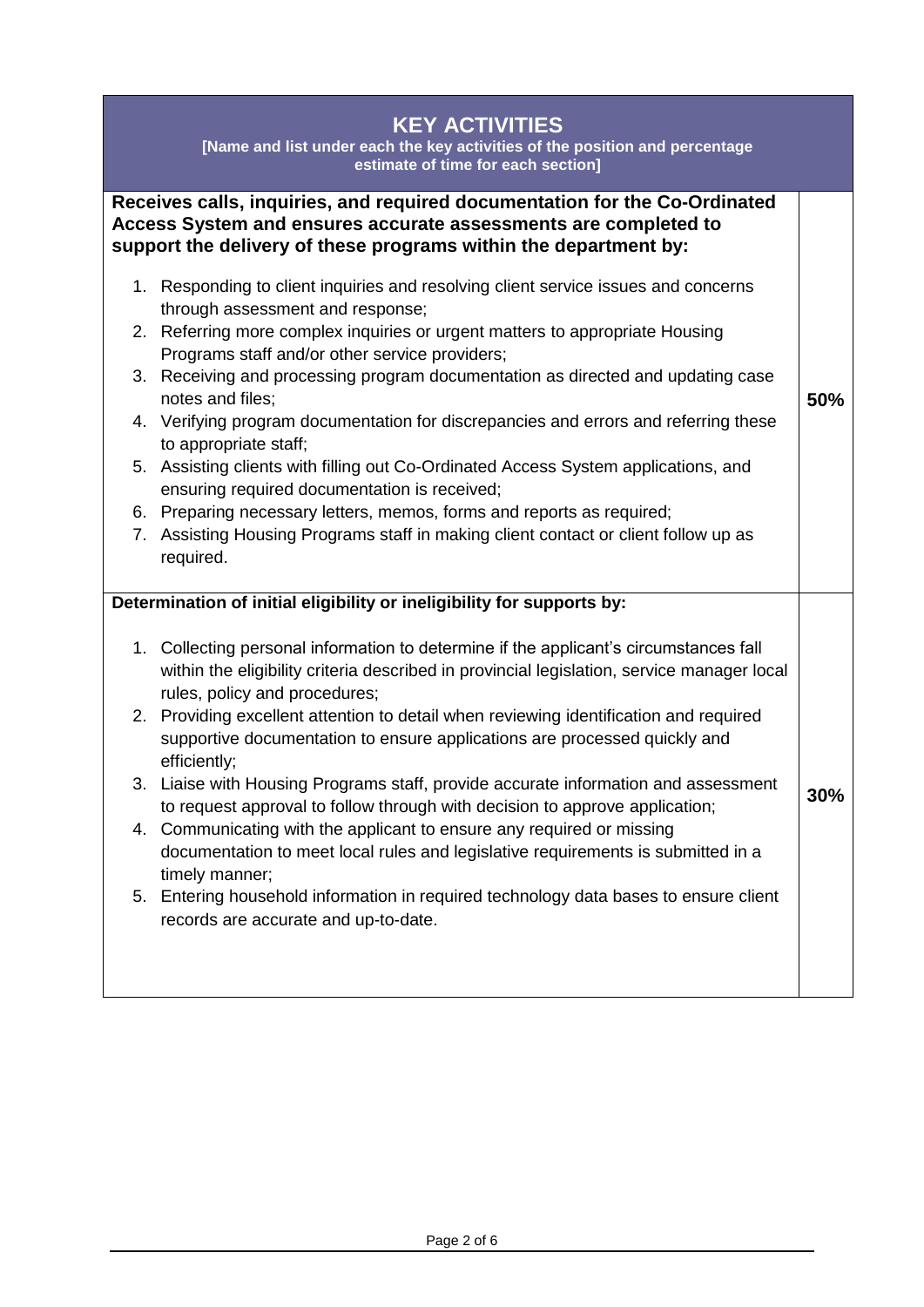| KEY ACTIVITIES<br>[Name and list under each the key activities of the position and percentage estimate of time for each section] | |
|---|---|
| **Receives calls, inquiries, and required documentation for the Co-Ordinated Access System and ensures accurate assessments are completed to support the delivery of these programs within the department by:**<br><br>1. Responding to client inquiries and resolving client service issues and concerns through assessment and response;<br>2. Referring more complex inquiries or urgent matters to appropriate Housing Programs staff and/or other service providers;<br>3. Receiving and processing program documentation as directed and updating case notes and files;<br>4. Verifying program documentation for discrepancies and errors and referring these to appropriate staff;<br>5. Assisting clients with filling out Co-Ordinated Access System applications, and ensuring required documentation is received;<br>6. Preparing necessary letters, memos, forms and reports as required;<br>7. Assisting Housing Programs staff in making client contact or client follow up as required. | **50%** |
| **Determination of initial eligibility or ineligibility for supports by:**<br><br>1. Collecting personal information to determine if the applicant's circumstances fall within the eligibility criteria described in provincial legislation, service manager local rules, policy and procedures;<br>2. Providing excellent attention to detail when reviewing identification and required supportive documentation to ensure applications are processed quickly and efficiently;<br>3. Liaise with Housing Programs staff, provide accurate information and assessment to request approval to follow through with decision to approve application;<br>4. Communicating with the applicant to ensure any required or missing documentation to meet local rules and legislative requirements is submitted in a timely manner;<br>5. Entering household information in required technology data bases to ensure client records are accurate and up-to-date. | **30%** |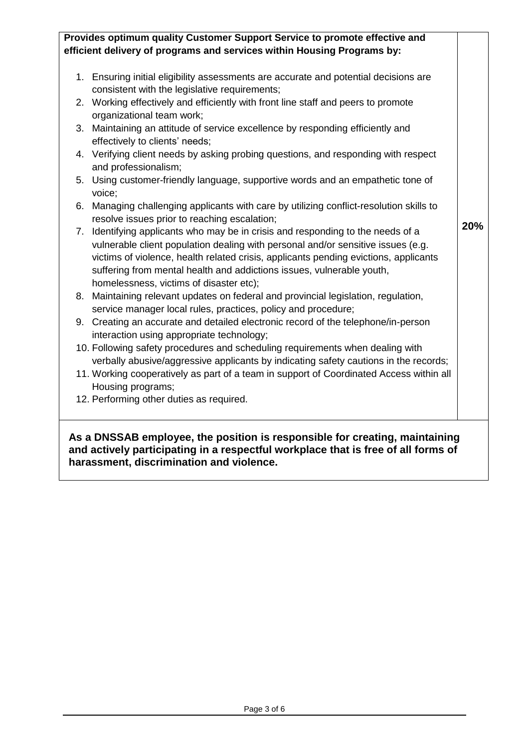| **Provides optimum quality Customer Support Service to promote effective and efficient delivery of programs and services within Housing Programs by:**<br><br>1. Ensuring initial eligibility assessments are accurate and potential decisions are consistent with the legislative requirements;<br>2. Working effectively and efficiently with front line staff and peers to promote organizational team work;<br>3. Maintaining an attitude of service excellence by responding efficiently and effectively to clients' needs;<br>4. Verifying client needs by asking probing questions, and responding with respect and professionalism;<br>5. Using customer-friendly language, supportive words and an empathetic tone of voice;<br>6. Managing challenging applicants with care by utilizing conflict-resolution skills to resolve issues prior to reaching escalation;<br>7. Identifying applicants who may be in crisis and responding to the needs of a vulnerable client population dealing with personal and/or sensitive issues (e.g. victims of violence, health related crisis, applicants pending evictions, applicants suffering from mental health and addictions issues, vulnerable youth, homelessness, victims of disaster etc);<br>8. Maintaining relevant updates on federal and provincial legislation, regulation, service manager local rules, practices, policy and procedure;<br>9. Creating an accurate and detailed electronic record of the telephone/in-person interaction using appropriate technology;<br>10. Following safety procedures and scheduling requirements when dealing with verbally abusive/aggressive applicants by indicating safety cautions in the records;<br>11. Working cooperatively as part of a team in support of Coordinated Access within all Housing programs;<br>12. Performing other duties as required. | **20%** |
|---|---|

**As a DNSSAB employee, the position is responsible for creating, maintaining and actively participating in a respectful workplace that is free of all forms of harassment, discrimination and violence.**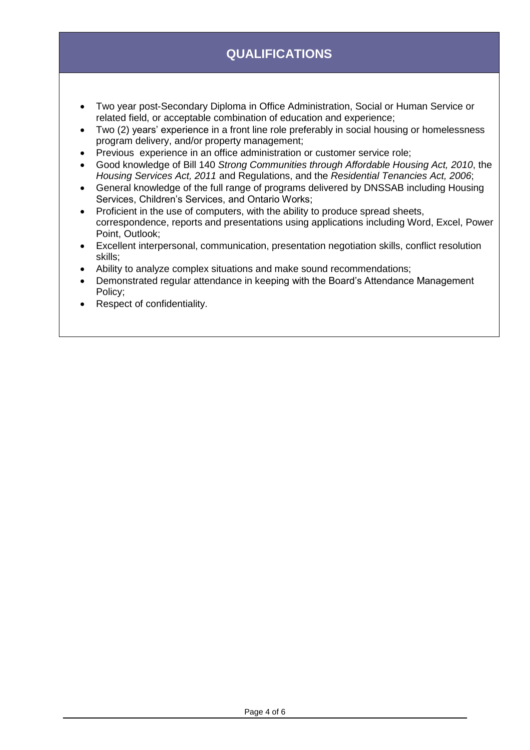## QUALIFICATIONS

- Two year post-Secondary Diploma in Office Administration, Social or Human Service or related field, or acceptable combination of education and experience;
- Two (2) years' experience in a front line role preferably in social housing or homelessness program delivery, and/or property management;
- Previous experience in an office administration or customer service role;
- Good knowledge of Bill 140 *Strong Communities through Affordable Housing Act, 2010*, the *Housing Services Act, 2011* and Regulations, and the *Residential Tenancies Act, 2006*;
- General knowledge of the full range of programs delivered by DNSSAB including Housing Services, Children's Services, and Ontario Works;
- Proficient in the use of computers, with the ability to produce spread sheets, correspondence, reports and presentations using applications including Word, Excel, Power Point, Outlook;
- Excellent interpersonal, communication, presentation negotiation skills, conflict resolution skills;
- Ability to analyze complex situations and make sound recommendations;
- Demonstrated regular attendance in keeping with the Board's Attendance Management Policy;
- Respect of confidentiality.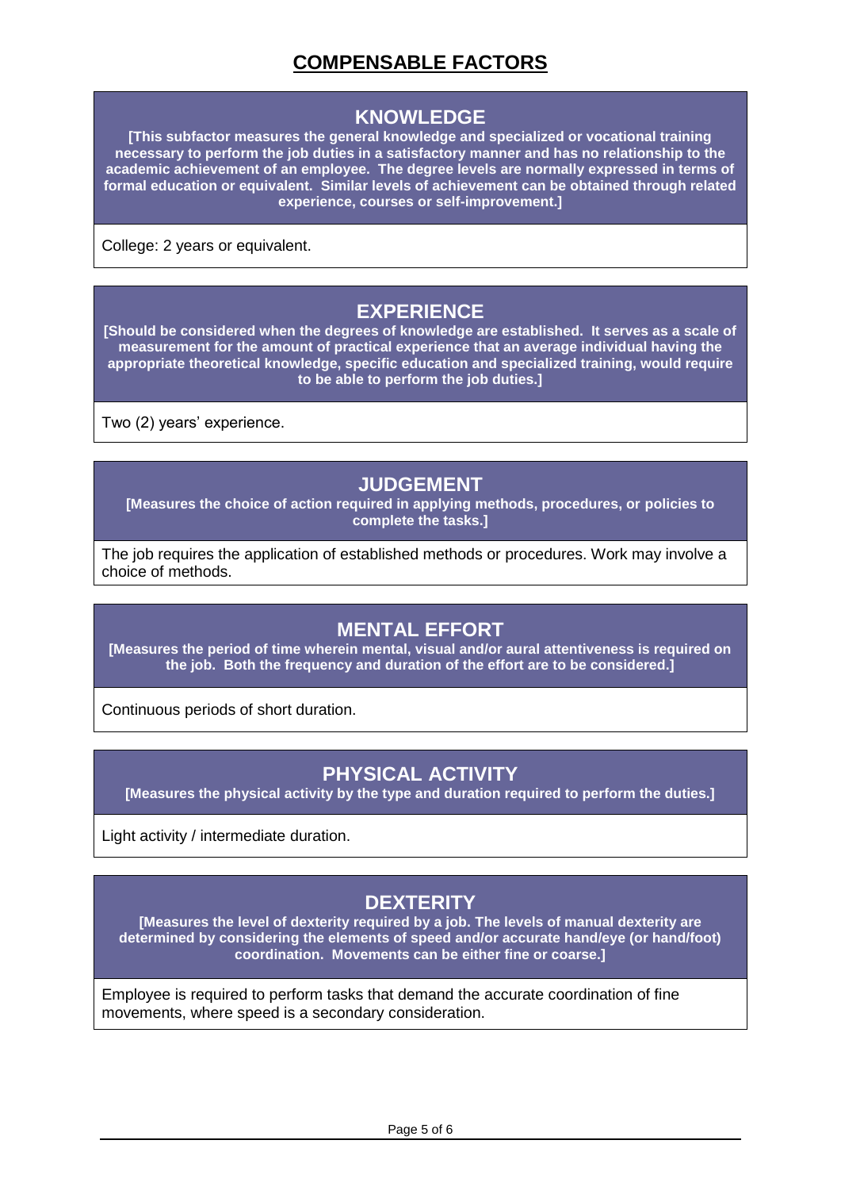# COMPENSABLE FACTORS

## KNOWLEDGE

**[This subfactor measures the general knowledge and specialized or vocational training necessary to perform the job duties in a satisfactory manner and has no relationship to the academic achievement of an employee. The degree levels are normally expressed in terms of formal education or equivalent. Similar levels of achievement can be obtained through related experience, courses or self-improvement.]**

College: 2 years or equivalent.

## EXPERIENCE

**[Should be considered when the degrees of knowledge are established. It serves as a scale of measurement for the amount of practical experience that an average individual having the appropriate theoretical knowledge, specific education and specialized training, would require to be able to perform the job duties.]**

Two (2) years' experience.

## JUDGEMENT

**[Measures the choice of action required in applying methods, procedures, or policies to complete the tasks.]**

The job requires the application of established methods or procedures. Work may involve a choice of methods.

## MENTAL EFFORT

**[Measures the period of time wherein mental, visual and/or aural attentiveness is required on the job. Both the frequency and duration of the effort are to be considered.]**

Continuous periods of short duration.

## PHYSICAL ACTIVITY

**[Measures the physical activity by the type and duration required to perform the duties.]**

Light activity / intermediate duration.

## DEXTERITY

**[Measures the level of dexterity required by a job. The levels of manual dexterity are determined by considering the elements of speed and/or accurate hand/eye (or hand/foot) coordination. Movements can be either fine or coarse.]**

Employee is required to perform tasks that demand the accurate coordination of fine movements, where speed is a secondary consideration.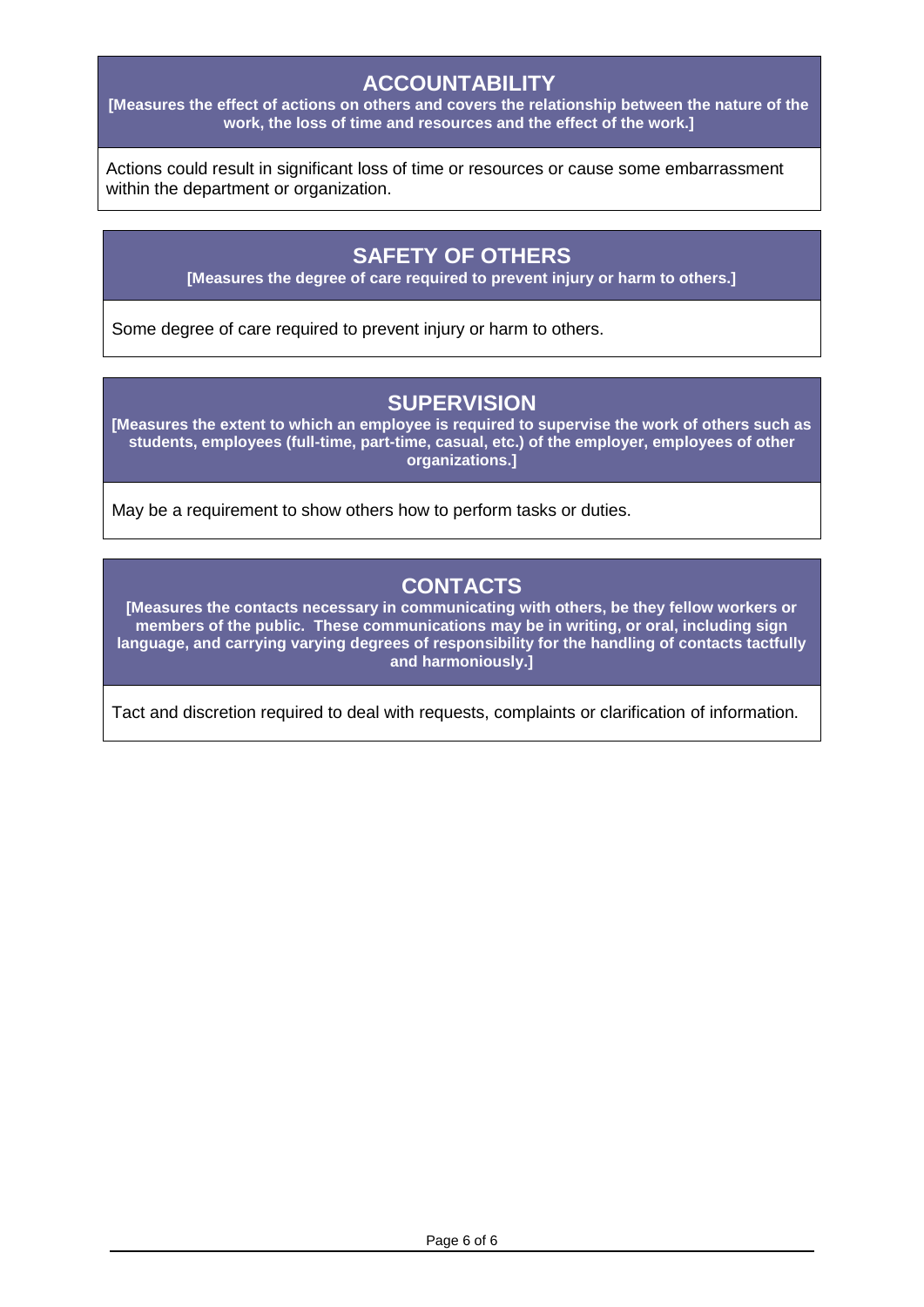## ACCOUNTABILITY

**[Measures the effect of actions on others and covers the relationship between the nature of the work, the loss of time and resources and the effect of the work.]**

Actions could result in significant loss of time or resources or cause some embarrassment within the department or organization.

## SAFETY OF OTHERS

**[Measures the degree of care required to prevent injury or harm to others.]**

Some degree of care required to prevent injury or harm to others.

## SUPERVISION

**[Measures the extent to which an employee is required to supervise the work of others such as students, employees (full-time, part-time, casual, etc.) of the employer, employees of other organizations.]**

May be a requirement to show others how to perform tasks or duties.

## CONTACTS

**[Measures the contacts necessary in communicating with others, be they fellow workers or members of the public. These communications may be in writing, or oral, including sign language, and carrying varying degrees of responsibility for the handling of contacts tactfully and harmoniously.]**

Tact and discretion required to deal with requests, complaints or clarification of information.